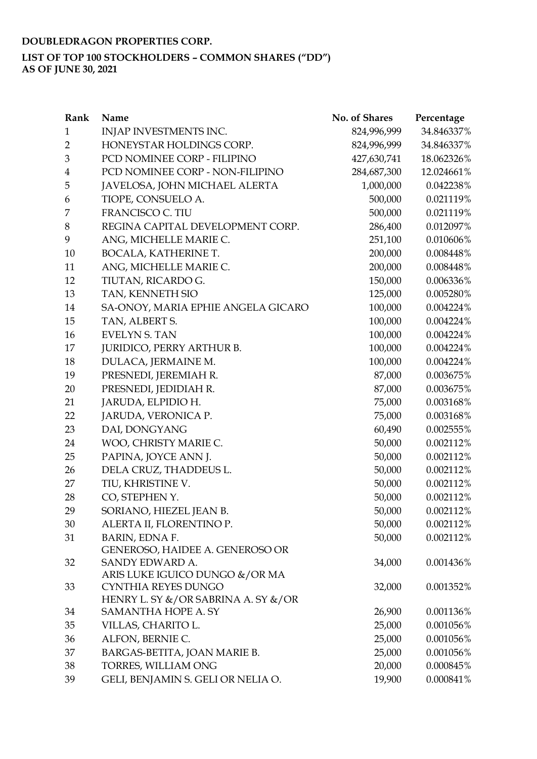**DOUBLEDRAGON PROPERTIES CORP.**

**LIST OF TOP 100 STOCKHOLDERS – COMMON SHARES ("DD")**
**AS OF JUNE 30, 2021**

| Rank | Name | No. of Shares | Percentage |
|---|---|---|---|
| 1 | INJAP INVESTMENTS INC. | 824,996,999 | 34.846337% |
| 2 | HONEYSTAR HOLDINGS CORP. | 824,996,999 | 34.846337% |
| 3 | PCD NOMINEE CORP - FILIPINO | 427,630,741 | 18.062326% |
| 4 | PCD NOMINEE CORP - NON-FILIPINO | 284,687,300 | 12.024661% |
| 5 | JAVELOSA, JOHN MICHAEL ALERTA | 1,000,000 | 0.042238% |
| 6 | TIOPE, CONSUELO A. | 500,000 | 0.021119% |
| 7 | FRANCISCO C. TIU | 500,000 | 0.021119% |
| 8 | REGINA CAPITAL DEVELOPMENT CORP. | 286,400 | 0.012097% |
| 9 | ANG, MICHELLE MARIE C. | 251,100 | 0.010606% |
| 10 | BOCALA, KATHERINE T. | 200,000 | 0.008448% |
| 11 | ANG, MICHELLE MARIE C. | 200,000 | 0.008448% |
| 12 | TIUTAN, RICARDO G. | 150,000 | 0.006336% |
| 13 | TAN, KENNETH SIO | 125,000 | 0.005280% |
| 14 | SA-ONOY, MARIA EPHIE ANGELA GICARO | 100,000 | 0.004224% |
| 15 | TAN, ALBERT S. | 100,000 | 0.004224% |
| 16 | EVELYN S. TAN | 100,000 | 0.004224% |
| 17 | JURIDICO, PERRY ARTHUR B. | 100,000 | 0.004224% |
| 18 | DULACA, JERMAINE M. | 100,000 | 0.004224% |
| 19 | PRESNEDI, JEREMIAH R. | 87,000 | 0.003675% |
| 20 | PRESNEDI, JEDIDIAH R. | 87,000 | 0.003675% |
| 21 | JARUDA, ELPIDIO H. | 75,000 | 0.003168% |
| 22 | JARUDA, VERONICA P. | 75,000 | 0.003168% |
| 23 | DAI, DONGYANG | 60,490 | 0.002555% |
| 24 | WOO, CHRISTY MARIE C. | 50,000 | 0.002112% |
| 25 | PAPINA, JOYCE ANN J. | 50,000 | 0.002112% |
| 26 | DELA CRUZ, THADDEUS L. | 50,000 | 0.002112% |
| 27 | TIU, KHRISTINE V. | 50,000 | 0.002112% |
| 28 | CO, STEPHEN Y. | 50,000 | 0.002112% |
| 29 | SORIANO, HIEZEL JEAN B. | 50,000 | 0.002112% |
| 30 | ALERTA II, FLORENTINO P. | 50,000 | 0.002112% |
| 31 | BARIN, EDNA F. | 50,000 | 0.002112% |
| 32 | GENEROSO, HAIDEE A. GENEROSO OR SANDY EDWARD A. | 34,000 | 0.001436% |
| 33 | ARIS LUKE IGUICO DUNGO &/OR MA CYNTHIA REYES DUNGO | 32,000 | 0.001352% |
| 34 | HENRY L. SY &/OR SABRINA A. SY &/OR SAMANTHA HOPE A. SY | 26,900 | 0.001136% |
| 35 | VILLAS, CHARITO L. | 25,000 | 0.001056% |
| 36 | ALFON, BERNIE C. | 25,000 | 0.001056% |
| 37 | BARGAS-BETITA, JOAN MARIE B. | 25,000 | 0.001056% |
| 38 | TORRES, WILLIAM ONG | 20,000 | 0.000845% |
| 39 | GELI, BENJAMIN S. GELI OR NELIA O. | 19,900 | 0.000841% |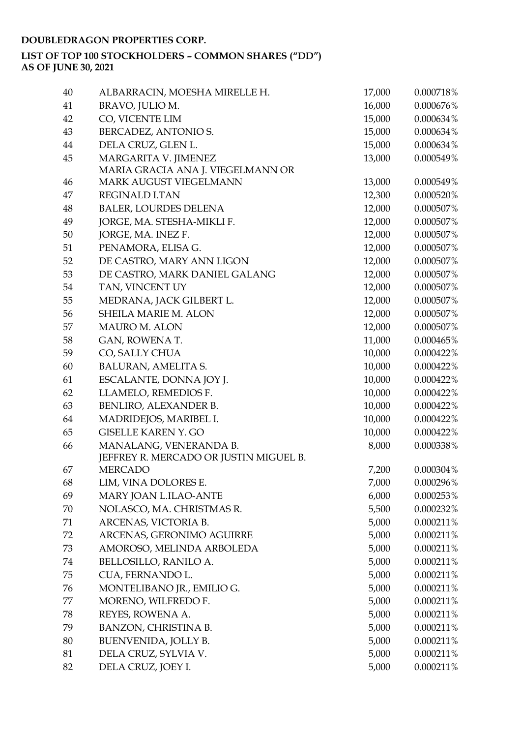**DOUBLEDRAGON PROPERTIES CORP.**

**LIST OF TOP 100 STOCKHOLDERS – COMMON SHARES ("DD")**
**AS OF JUNE 30, 2021**

| | | | |
|---|---|---|---|
| 40 | ALBARRACIN, MOESHA MIRELLE H. | 17,000 | 0.000718% |
| 41 | BRAVO, JULIO M. | 16,000 | 0.000676% |
| 42 | CO, VICENTE LIM | 15,000 | 0.000634% |
| 43 | BERCADEZ, ANTONIO S. | 15,000 | 0.000634% |
| 44 | DELA CRUZ, GLEN L. | 15,000 | 0.000634% |
| 45 | MARGARITA V. JIMENEZ | 13,000 | 0.000549% |
| 46 | MARIA GRACIA ANA J. VIEGELMANN OR MARK AUGUST VIEGELMANN | 13,000 | 0.000549% |
| 47 | REGINALD I.TAN | 12,300 | 0.000520% |
| 48 | BALER, LOURDES DELENA | 12,000 | 0.000507% |
| 49 | JORGE, MA. STESHA-MIKLI F. | 12,000 | 0.000507% |
| 50 | JORGE, MA. INEZ F. | 12,000 | 0.000507% |
| 51 | PENAMORA, ELISA G. | 12,000 | 0.000507% |
| 52 | DE CASTRO, MARY ANN LIGON | 12,000 | 0.000507% |
| 53 | DE CASTRO, MARK DANIEL GALANG | 12,000 | 0.000507% |
| 54 | TAN, VINCENT UY | 12,000 | 0.000507% |
| 55 | MEDRANA, JACK GILBERT L. | 12,000 | 0.000507% |
| 56 | SHEILA MARIE M. ALON | 12,000 | 0.000507% |
| 57 | MAURO M. ALON | 12,000 | 0.000507% |
| 58 | GAN, ROWENA T. | 11,000 | 0.000465% |
| 59 | CO, SALLY CHUA | 10,000 | 0.000422% |
| 60 | BALURAN, AMELITA S. | 10,000 | 0.000422% |
| 61 | ESCALANTE, DONNA JOY J. | 10,000 | 0.000422% |
| 62 | LLAMELO, REMEDIOS F. | 10,000 | 0.000422% |
| 63 | BENLIRO, ALEXANDER B. | 10,000 | 0.000422% |
| 64 | MADRIDEJOS, MARIBEL I. | 10,000 | 0.000422% |
| 65 | GISELLE KAREN Y. GO | 10,000 | 0.000422% |
| 66 | MANALANG, VENERANDA B. | 8,000 | 0.000338% |
| 67 | JEFFREY R. MERCADO OR JUSTIN MIGUEL B. MERCADO | 7,200 | 0.000304% |
| 68 | LIM, VINA DOLORES E. | 7,000 | 0.000296% |
| 69 | MARY JOAN L.ILAO-ANTE | 6,000 | 0.000253% |
| 70 | NOLASCO, MA. CHRISTMAS R. | 5,500 | 0.000232% |
| 71 | ARCENAS, VICTORIA B. | 5,000 | 0.000211% |
| 72 | ARCENAS, GERONIMO AGUIRRE | 5,000 | 0.000211% |
| 73 | AMOROSO, MELINDA ARBOLEDA | 5,000 | 0.000211% |
| 74 | BELLOSILLO, RANILO A. | 5,000 | 0.000211% |
| 75 | CUA, FERNANDO L. | 5,000 | 0.000211% |
| 76 | MONTELIBANO JR., EMILIO G. | 5,000 | 0.000211% |
| 77 | MORENO, WILFREDO F. | 5,000 | 0.000211% |
| 78 | REYES, ROWENA A. | 5,000 | 0.000211% |
| 79 | BANZON, CHRISTINA B. | 5,000 | 0.000211% |
| 80 | BUENVENIDA, JOLLY B. | 5,000 | 0.000211% |
| 81 | DELA CRUZ, SYLVIA V. | 5,000 | 0.000211% |
| 82 | DELA CRUZ, JOEY I. | 5,000 | 0.000211% |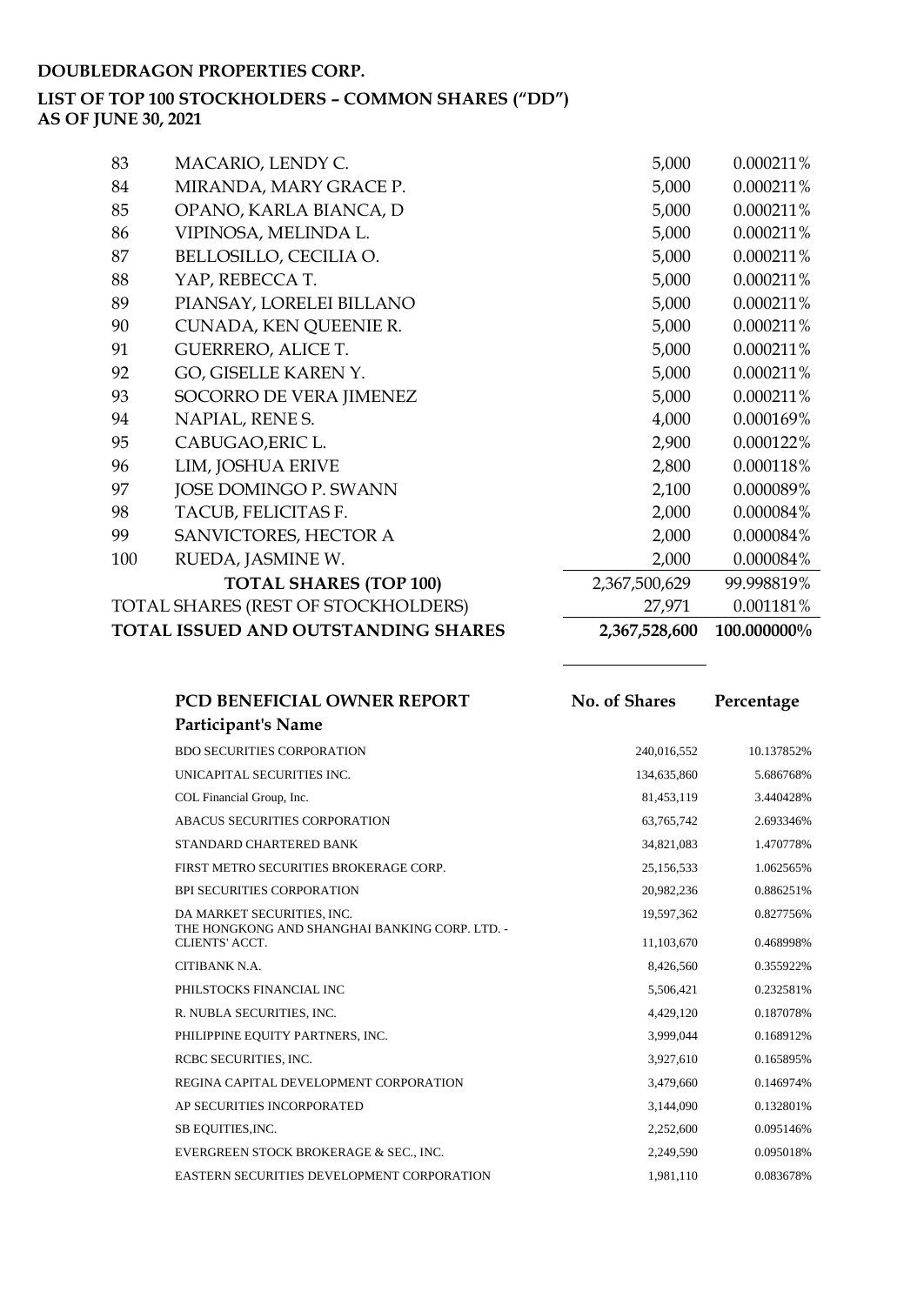**DOUBLEDRAGON PROPERTIES CORP.**

**LIST OF TOP 100 STOCKHOLDERS – COMMON SHARES ("DD")**
**AS OF JUNE 30, 2021**

| | | | |
|---|---|---|---|
| 83 | MACARIO, LENDY C. | 5,000 | 0.000211% |
| 84 | MIRANDA, MARY GRACE P. | 5,000 | 0.000211% |
| 85 | OPANO, KARLA BIANCA, D | 5,000 | 0.000211% |
| 86 | VIPINOSA, MELINDA L. | 5,000 | 0.000211% |
| 87 | BELLOSILLO, CECILIA O. | 5,000 | 0.000211% |
| 88 | YAP, REBECCA T. | 5,000 | 0.000211% |
| 89 | PIANSAY, LORELEI BILLANO | 5,000 | 0.000211% |
| 90 | CUNADA, KEN QUEENIE R. | 5,000 | 0.000211% |
| 91 | GUERRERO, ALICE T. | 5,000 | 0.000211% |
| 92 | GO, GISELLE KAREN Y. | 5,000 | 0.000211% |
| 93 | SOCORRO DE VERA JIMENEZ | 5,000 | 0.000211% |
| 94 | NAPIAL, RENE S. | 4,000 | 0.000169% |
| 95 | CABUGAO,ERIC L. | 2,900 | 0.000122% |
| 96 | LIM, JOSHUA ERIVE | 2,800 | 0.000118% |
| 97 | JOSE DOMINGO P. SWANN | 2,100 | 0.000089% |
| 98 | TACUB, FELICITAS F. | 2,000 | 0.000084% |
| 99 | SANVICTORES, HECTOR A | 2,000 | 0.000084% |
| 100 | RUEDA, JASMINE W. | 2,000 | 0.000084% |
| | **TOTAL SHARES (TOP 100)** | 2,367,500,629 | 99.998819% |
| | TOTAL SHARES (REST OF STOCKHOLDERS) | 27,971 | 0.001181% |
| | **TOTAL ISSUED AND OUTSTANDING SHARES** | **2,367,528,600** | **100.000000%** |

| **PCD BENEFICIAL OWNER REPORT**<br>**Participant's Name** | **No. of Shares** | **Percentage** |
|---|---|---|
| BDO SECURITIES CORPORATION | 240,016,552 | 10.137852% |
| UNICAPITAL SECURITIES INC. | 134,635,860 | 5.686768% |
| COL Financial Group, Inc. | 81,453,119 | 3.440428% |
| ABACUS SECURITIES CORPORATION | 63,765,742 | 2.693346% |
| STANDARD CHARTERED BANK | 34,821,083 | 1.470778% |
| FIRST METRO SECURITIES BROKERAGE CORP. | 25,156,533 | 1.062565% |
| BPI SECURITIES CORPORATION | 20,982,236 | 0.886251% |
| DA MARKET SECURITIES, INC. | 19,597,362 | 0.827756% |
| THE HONGKONG AND SHANGHAI BANKING CORP. LTD. - CLIENTS' ACCT. | 11,103,670 | 0.468998% |
| CITIBANK N.A. | 8,426,560 | 0.355922% |
| PHILSTOCKS FINANCIAL INC | 5,506,421 | 0.232581% |
| R. NUBLA SECURITIES, INC. | 4,429,120 | 0.187078% |
| PHILIPPINE EQUITY PARTNERS, INC. | 3,999,044 | 0.168912% |
| RCBC SECURITIES, INC. | 3,927,610 | 0.165895% |
| REGINA CAPITAL DEVELOPMENT CORPORATION | 3,479,660 | 0.146974% |
| AP SECURITIES INCORPORATED | 3,144,090 | 0.132801% |
| SB EQUITIES,INC. | 2,252,600 | 0.095146% |
| EVERGREEN STOCK BROKERAGE & SEC., INC. | 2,249,590 | 0.095018% |
| EASTERN SECURITIES DEVELOPMENT CORPORATION | 1,981,110 | 0.083678% |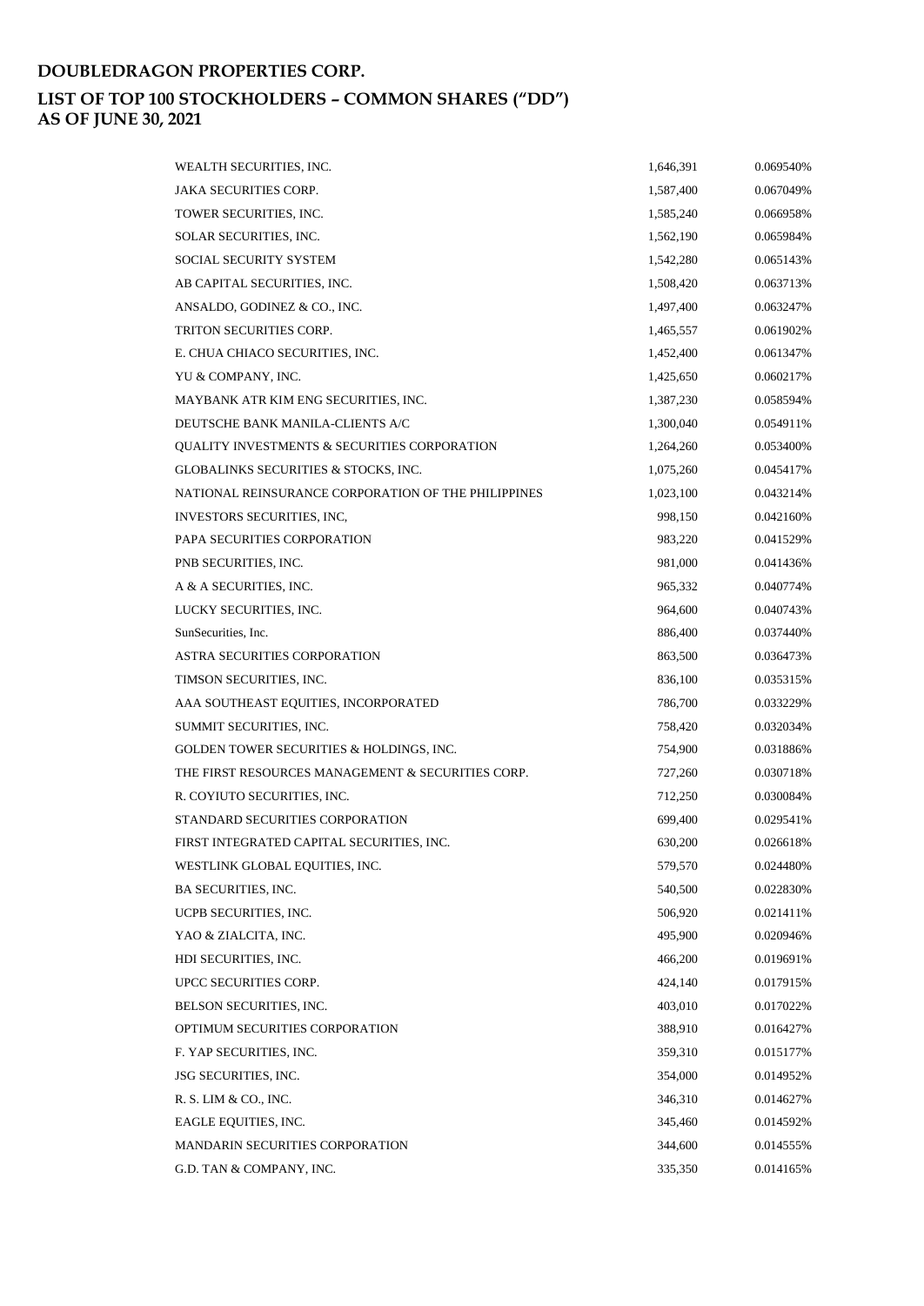# DOUBLEDRAGON PROPERTIES CORP.

## LIST OF TOP 100 STOCKHOLDERS – COMMON SHARES ("DD")
## AS OF JUNE 30, 2021

| | | |
|---|---|---|
| WEALTH SECURITIES, INC. | 1,646,391 | 0.069540% |
| JAKA SECURITIES CORP. | 1,587,400 | 0.067049% |
| TOWER SECURITIES, INC. | 1,585,240 | 0.066958% |
| SOLAR SECURITIES, INC. | 1,562,190 | 0.065984% |
| SOCIAL SECURITY SYSTEM | 1,542,280 | 0.065143% |
| AB CAPITAL SECURITIES, INC. | 1,508,420 | 0.063713% |
| ANSALDO, GODINEZ & CO., INC. | 1,497,400 | 0.063247% |
| TRITON SECURITIES CORP. | 1,465,557 | 0.061902% |
| E. CHUA CHIACO SECURITIES, INC. | 1,452,400 | 0.061347% |
| YU & COMPANY, INC. | 1,425,650 | 0.060217% |
| MAYBANK ATR KIM ENG SECURITIES, INC. | 1,387,230 | 0.058594% |
| DEUTSCHE BANK MANILA-CLIENTS A/C | 1,300,040 | 0.054911% |
| QUALITY INVESTMENTS & SECURITIES CORPORATION | 1,264,260 | 0.053400% |
| GLOBALINKS SECURITIES & STOCKS, INC. | 1,075,260 | 0.045417% |
| NATIONAL REINSURANCE CORPORATION OF THE PHILIPPINES | 1,023,100 | 0.043214% |
| INVESTORS SECURITIES, INC, | 998,150 | 0.042160% |
| PAPA SECURITIES CORPORATION | 983,220 | 0.041529% |
| PNB SECURITIES, INC. | 981,000 | 0.041436% |
| A & A SECURITIES, INC. | 965,332 | 0.040774% |
| LUCKY SECURITIES, INC. | 964,600 | 0.040743% |
| SunSecurities, Inc. | 886,400 | 0.037440% |
| ASTRA SECURITIES CORPORATION | 863,500 | 0.036473% |
| TIMSON SECURITIES, INC. | 836,100 | 0.035315% |
| AAA SOUTHEAST EQUITIES, INCORPORATED | 786,700 | 0.033229% |
| SUMMIT SECURITIES, INC. | 758,420 | 0.032034% |
| GOLDEN TOWER SECURITIES & HOLDINGS, INC. | 754,900 | 0.031886% |
| THE FIRST RESOURCES MANAGEMENT & SECURITIES CORP. | 727,260 | 0.030718% |
| R. COYIUTO SECURITIES, INC. | 712,250 | 0.030084% |
| STANDARD SECURITIES CORPORATION | 699,400 | 0.029541% |
| FIRST INTEGRATED CAPITAL SECURITIES, INC. | 630,200 | 0.026618% |
| WESTLINK GLOBAL EQUITIES, INC. | 579,570 | 0.024480% |
| BA SECURITIES, INC. | 540,500 | 0.022830% |
| UCPB SECURITIES, INC. | 506,920 | 0.021411% |
| YAO & ZIALCITA, INC. | 495,900 | 0.020946% |
| HDI SECURITIES, INC. | 466,200 | 0.019691% |
| UPCC SECURITIES CORP. | 424,140 | 0.017915% |
| BELSON SECURITIES, INC. | 403,010 | 0.017022% |
| OPTIMUM SECURITIES CORPORATION | 388,910 | 0.016427% |
| F. YAP SECURITIES, INC. | 359,310 | 0.015177% |
| JSG SECURITIES, INC. | 354,000 | 0.014952% |
| R. S. LIM & CO., INC. | 346,310 | 0.014627% |
| EAGLE EQUITIES, INC. | 345,460 | 0.014592% |
| MANDARIN SECURITIES CORPORATION | 344,600 | 0.014555% |
| G.D. TAN & COMPANY, INC. | 335,350 | 0.014165% |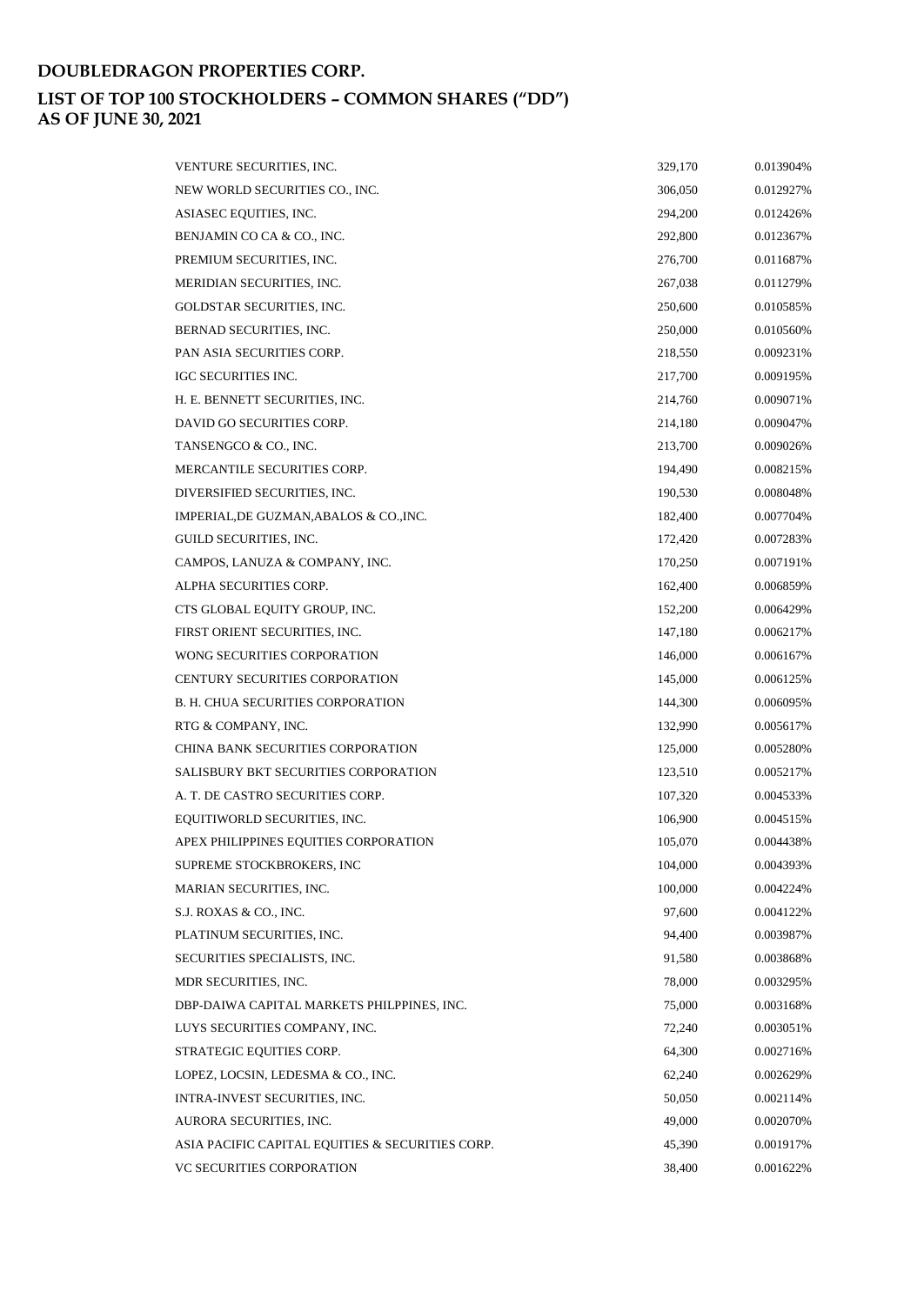# DOUBLEDRAGON PROPERTIES CORP.

## LIST OF TOP 100 STOCKHOLDERS – COMMON SHARES ("DD")
## AS OF JUNE 30, 2021

| | | |
|---|---|---|
| VENTURE SECURITIES, INC. | 329,170 | 0.013904% |
| NEW WORLD SECURITIES CO., INC. | 306,050 | 0.012927% |
| ASIASEC EQUITIES, INC. | 294,200 | 0.012426% |
| BENJAMIN CO CA & CO., INC. | 292,800 | 0.012367% |
| PREMIUM SECURITIES, INC. | 276,700 | 0.011687% |
| MERIDIAN SECURITIES, INC. | 267,038 | 0.011279% |
| GOLDSTAR SECURITIES, INC. | 250,600 | 0.010585% |
| BERNAD SECURITIES, INC. | 250,000 | 0.010560% |
| PAN ASIA SECURITIES CORP. | 218,550 | 0.009231% |
| IGC SECURITIES INC. | 217,700 | 0.009195% |
| H. E. BENNETT SECURITIES, INC. | 214,760 | 0.009071% |
| DAVID GO SECURITIES CORP. | 214,180 | 0.009047% |
| TANSENGCO & CO., INC. | 213,700 | 0.009026% |
| MERCANTILE SECURITIES CORP. | 194,490 | 0.008215% |
| DIVERSIFIED SECURITIES, INC. | 190,530 | 0.008048% |
| IMPERIAL,DE GUZMAN,ABALOS & CO.,INC. | 182,400 | 0.007704% |
| GUILD SECURITIES, INC. | 172,420 | 0.007283% |
| CAMPOS, LANUZA & COMPANY, INC. | 170,250 | 0.007191% |
| ALPHA SECURITIES CORP. | 162,400 | 0.006859% |
| CTS GLOBAL EQUITY GROUP, INC. | 152,200 | 0.006429% |
| FIRST ORIENT SECURITIES, INC. | 147,180 | 0.006217% |
| WONG SECURITIES CORPORATION | 146,000 | 0.006167% |
| CENTURY SECURITIES CORPORATION | 145,000 | 0.006125% |
| B. H. CHUA SECURITIES CORPORATION | 144,300 | 0.006095% |
| RTG & COMPANY, INC. | 132,990 | 0.005617% |
| CHINA BANK SECURITIES CORPORATION | 125,000 | 0.005280% |
| SALISBURY BKT SECURITIES CORPORATION | 123,510 | 0.005217% |
| A. T. DE CASTRO SECURITIES CORP. | 107,320 | 0.004533% |
| EQUITIWORLD SECURITIES, INC. | 106,900 | 0.004515% |
| APEX PHILIPPINES EQUITIES CORPORATION | 105,070 | 0.004438% |
| SUPREME STOCKBROKERS, INC | 104,000 | 0.004393% |
| MARIAN SECURITIES, INC. | 100,000 | 0.004224% |
| S.J. ROXAS & CO., INC. | 97,600 | 0.004122% |
| PLATINUM SECURITIES, INC. | 94,400 | 0.003987% |
| SECURITIES SPECIALISTS, INC. | 91,580 | 0.003868% |
| MDR SECURITIES, INC. | 78,000 | 0.003295% |
| DBP-DAIWA CAPITAL MARKETS PHILPPINES, INC. | 75,000 | 0.003168% |
| LUYS SECURITIES COMPANY, INC. | 72,240 | 0.003051% |
| STRATEGIC EQUITIES CORP. | 64,300 | 0.002716% |
| LOPEZ, LOCSIN, LEDESMA & CO., INC. | 62,240 | 0.002629% |
| INTRA-INVEST SECURITIES, INC. | 50,050 | 0.002114% |
| AURORA SECURITIES, INC. | 49,000 | 0.002070% |
| ASIA PACIFIC CAPITAL EQUITIES & SECURITIES CORP. | 45,390 | 0.001917% |
| VC SECURITIES CORPORATION | 38,400 | 0.001622% |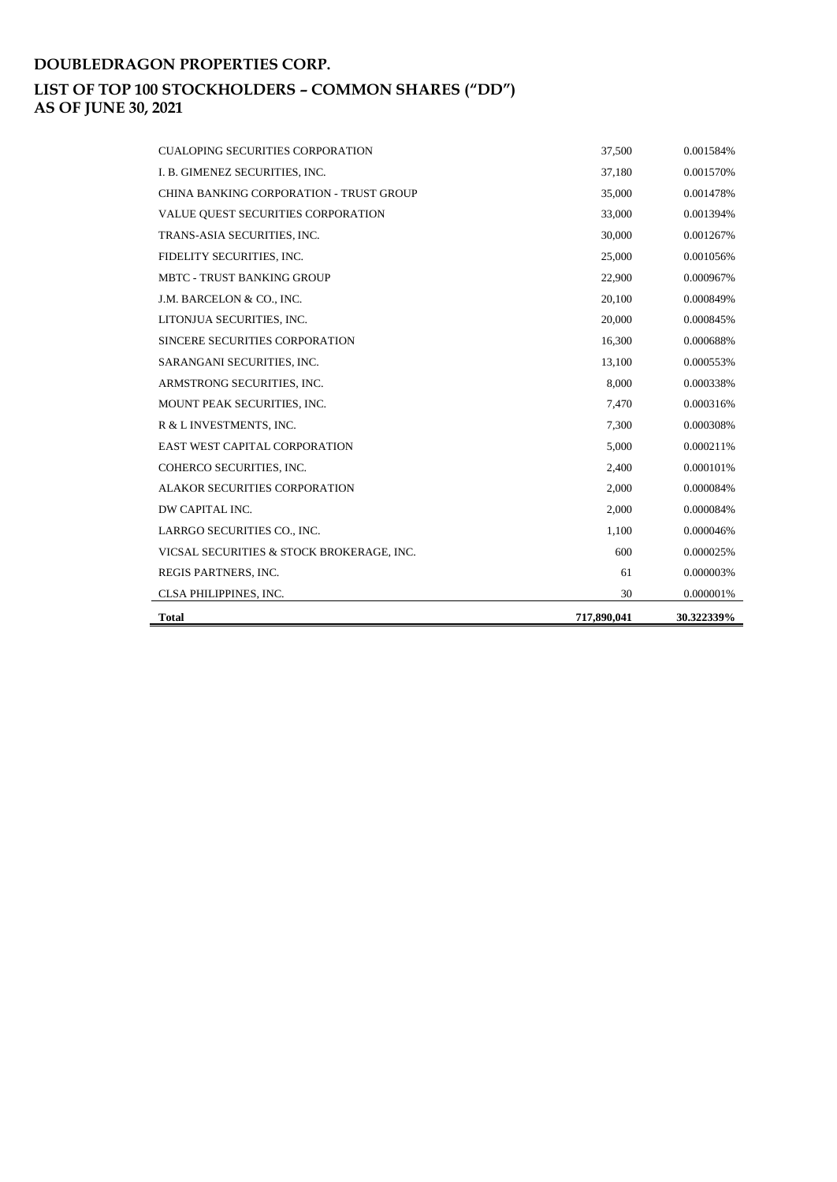# DOUBLEDRAGON PROPERTIES CORP.

## LIST OF TOP 100 STOCKHOLDERS – COMMON SHARES ("DD")
## AS OF JUNE 30, 2021

| | | |
|---|---|---|
| CUALOPING SECURITIES CORPORATION | 37,500 | 0.001584% |
| I. B. GIMENEZ SECURITIES, INC. | 37,180 | 0.001570% |
| CHINA BANKING CORPORATION - TRUST GROUP | 35,000 | 0.001478% |
| VALUE QUEST SECURITIES CORPORATION | 33,000 | 0.001394% |
| TRANS-ASIA SECURITIES, INC. | 30,000 | 0.001267% |
| FIDELITY SECURITIES, INC. | 25,000 | 0.001056% |
| MBTC - TRUST BANKING GROUP | 22,900 | 0.000967% |
| J.M. BARCELON & CO., INC. | 20,100 | 0.000849% |
| LITONJUA SECURITIES, INC. | 20,000 | 0.000845% |
| SINCERE SECURITIES CORPORATION | 16,300 | 0.000688% |
| SARANGANI SECURITIES, INC. | 13,100 | 0.000553% |
| ARMSTRONG SECURITIES, INC. | 8,000 | 0.000338% |
| MOUNT PEAK SECURITIES, INC. | 7,470 | 0.000316% |
| R & L INVESTMENTS, INC. | 7,300 | 0.000308% |
| EAST WEST CAPITAL CORPORATION | 5,000 | 0.000211% |
| COHERCO SECURITIES, INC. | 2,400 | 0.000101% |
| ALAKOR SECURITIES CORPORATION | 2,000 | 0.000084% |
| DW CAPITAL INC. | 2,000 | 0.000084% |
| LARRGO SECURITIES CO., INC. | 1,100 | 0.000046% |
| VICSAL SECURITIES & STOCK BROKERAGE, INC. | 600 | 0.000025% |
| REGIS PARTNERS, INC. | 61 | 0.000003% |
| CLSA PHILIPPINES, INC. | 30 | 0.000001% |
| **Total** | **717,890,041** | **30.322339%** |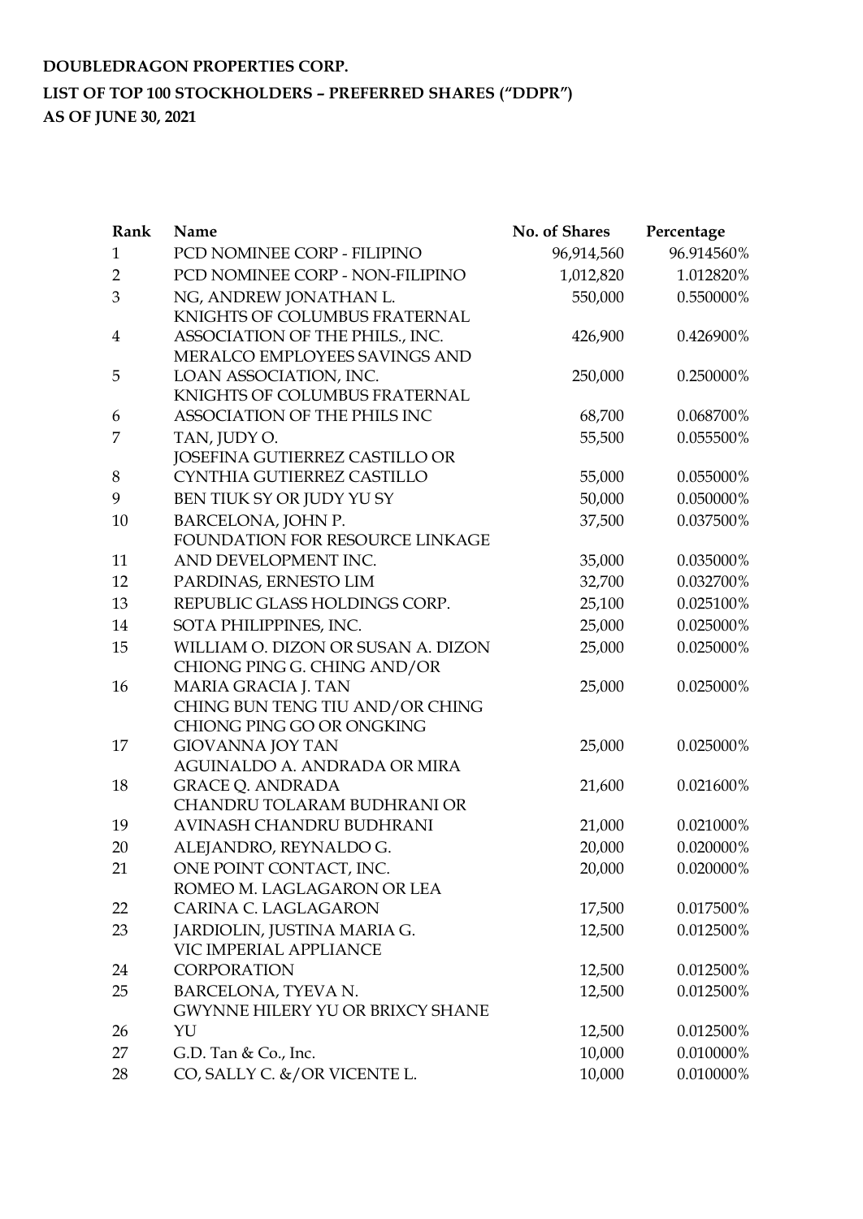**DOUBLEDRAGON PROPERTIES CORP.**

**LIST OF TOP 100 STOCKHOLDERS – PREFERRED SHARES ("DDPR")**

**AS OF JUNE 30, 2021**

| Rank | Name | No. of Shares | Percentage |
|---|---|---|---|
| 1 | PCD NOMINEE CORP - FILIPINO | 96,914,560 | 96.914560% |
| 2 | PCD NOMINEE CORP - NON-FILIPINO | 1,012,820 | 1.012820% |
| 3 | NG, ANDREW JONATHAN L. | 550,000 | 0.550000% |
| 4 | KNIGHTS OF COLUMBUS FRATERNAL ASSOCIATION OF THE PHILS., INC. | 426,900 | 0.426900% |
| 5 | MERALCO EMPLOYEES SAVINGS AND LOAN ASSOCIATION, INC. | 250,000 | 0.250000% |
| 6 | KNIGHTS OF COLUMBUS FRATERNAL ASSOCIATION OF THE PHILS INC | 68,700 | 0.068700% |
| 7 | TAN, JUDY O. | 55,500 | 0.055500% |
| 8 | JOSEFINA GUTIERREZ CASTILLO OR CYNTHIA GUTIERREZ CASTILLO | 55,000 | 0.055000% |
| 9 | BEN TIUK SY OR JUDY YU SY | 50,000 | 0.050000% |
| 10 | BARCELONA, JOHN P. | 37,500 | 0.037500% |
| 11 | FOUNDATION FOR RESOURCE LINKAGE AND DEVELOPMENT INC. | 35,000 | 0.035000% |
| 12 | PARDINAS, ERNESTO LIM | 32,700 | 0.032700% |
| 13 | REPUBLIC GLASS HOLDINGS CORP. | 25,100 | 0.025100% |
| 14 | SOTA PHILIPPINES, INC. | 25,000 | 0.025000% |
| 15 | WILLIAM O. DIZON OR SUSAN A. DIZON | 25,000 | 0.025000% |
| 16 | CHIONG PING G. CHING AND/OR MARIA GRACIA J. TAN | 25,000 | 0.025000% |
| 17 | CHING BUN TENG TIU AND/OR CHING CHIONG PING GO OR ONGKING GIOVANNA JOY TAN | 25,000 | 0.025000% |
| 18 | AGUINALDO A. ANDRADA OR MIRA GRACE Q. ANDRADA | 21,600 | 0.021600% |
| 19 | CHANDRU TOLARAM BUDHRANI OR AVINASH CHANDRU BUDHRANI | 21,000 | 0.021000% |
| 20 | ALEJANDRO, REYNALDO G. | 20,000 | 0.020000% |
| 21 | ONE POINT CONTACT, INC. | 20,000 | 0.020000% |
| 22 | ROMEO M. LAGLAGARON OR LEA CARINA C. LAGLAGARON | 17,500 | 0.017500% |
| 23 | JARDIOLIN, JUSTINA MARIA G. | 12,500 | 0.012500% |
| 24 | VIC IMPERIAL APPLIANCE CORPORATION | 12,500 | 0.012500% |
| 25 | BARCELONA, TYEVA N. | 12,500 | 0.012500% |
| 26 | GWYNNE HILERY YU OR BRIXCY SHANE YU | 12,500 | 0.012500% |
| 27 | G.D. Tan & Co., Inc. | 10,000 | 0.010000% |
| 28 | CO, SALLY C. &/OR VICENTE L. | 10,000 | 0.010000% |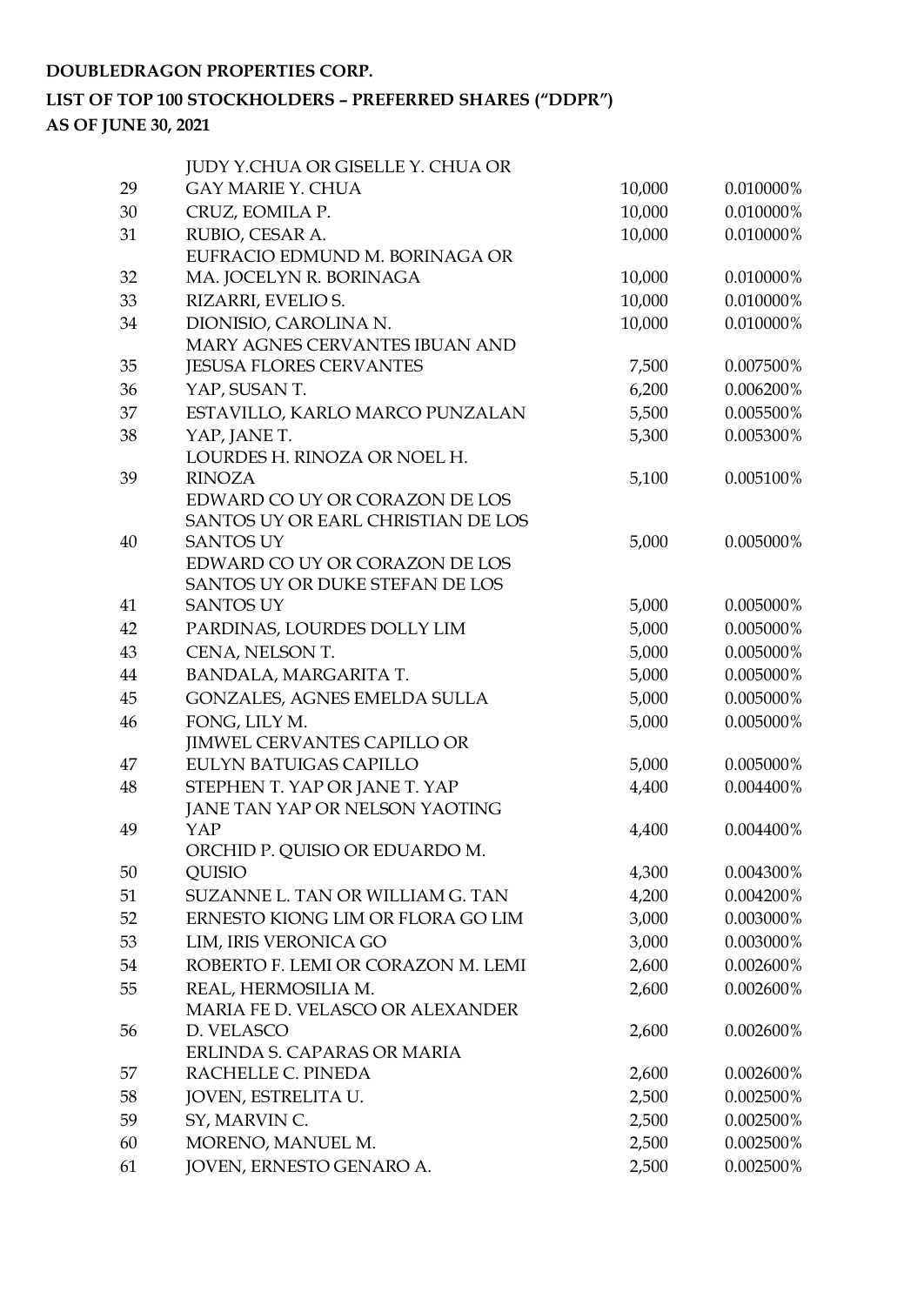**DOUBLEDRAGON PROPERTIES CORP.**

**LIST OF TOP 100 STOCKHOLDERS – PREFERRED SHARES ("DDPR")**

**AS OF JUNE 30, 2021**

| | | | |
|---|---|---|---|
| 29 | JUDY Y.CHUA OR GISELLE Y. CHUA OR GAY MARIE Y. CHUA | 10,000 | 0.010000% |
| 30 | CRUZ, EOMILA P. | 10,000 | 0.010000% |
| 31 | RUBIO, CESAR A. | 10,000 | 0.010000% |
| 32 | EUFRACIO EDMUND M. BORINAGA OR MA. JOCELYN R. BORINAGA | 10,000 | 0.010000% |
| 33 | RIZARRI, EVELIO S. | 10,000 | 0.010000% |
| 34 | DIONISIO, CAROLINA N. | 10,000 | 0.010000% |
| 35 | MARY AGNES CERVANTES IBUAN AND JESUSA FLORES CERVANTES | 7,500 | 0.007500% |
| 36 | YAP, SUSAN T. | 6,200 | 0.006200% |
| 37 | ESTAVILLO, KARLO MARCO PUNZALAN | 5,500 | 0.005500% |
| 38 | YAP, JANE T. | 5,300 | 0.005300% |
| 39 | LOURDES H. RINOZA OR NOEL H. RINOZA | 5,100 | 0.005100% |
| 40 | EDWARD CO UY OR CORAZON DE LOS SANTOS UY OR EARL CHRISTIAN DE LOS SANTOS UY | 5,000 | 0.005000% |
| 41 | EDWARD CO UY OR CORAZON DE LOS SANTOS UY OR DUKE STEFAN DE LOS SANTOS UY | 5,000 | 0.005000% |
| 42 | PARDINAS, LOURDES DOLLY LIM | 5,000 | 0.005000% |
| 43 | CENA, NELSON T. | 5,000 | 0.005000% |
| 44 | BANDALA, MARGARITA T. | 5,000 | 0.005000% |
| 45 | GONZALES, AGNES EMELDA SULLA | 5,000 | 0.005000% |
| 46 | FONG, LILY M. | 5,000 | 0.005000% |
| 47 | JIMWEL CERVANTES CAPILLO OR EULYN BATUIGAS CAPILLO | 5,000 | 0.005000% |
| 48 | STEPHEN T. YAP OR JANE T. YAP | 4,400 | 0.004400% |
| 49 | JANE TAN YAP OR NELSON YAOTING YAP | 4,400 | 0.004400% |
| 50 | ORCHID P. QUISIO OR EDUARDO M. QUISIO | 4,300 | 0.004300% |
| 51 | SUZANNE L. TAN OR WILLIAM G. TAN | 4,200 | 0.004200% |
| 52 | ERNESTO KIONG LIM OR FLORA GO LIM | 3,000 | 0.003000% |
| 53 | LIM, IRIS VERONICA GO | 3,000 | 0.003000% |
| 54 | ROBERTO F. LEMI OR CORAZON M. LEMI | 2,600 | 0.002600% |
| 55 | REAL, HERMOSILIA M. | 2,600 | 0.002600% |
| 56 | MARIA FE D. VELASCO OR ALEXANDER D. VELASCO | 2,600 | 0.002600% |
| 57 | ERLINDA S. CAPARAS OR MARIA RACHELLE C. PINEDA | 2,600 | 0.002600% |
| 58 | JOVEN, ESTRELITA U. | 2,500 | 0.002500% |
| 59 | SY, MARVIN C. | 2,500 | 0.002500% |
| 60 | MORENO, MANUEL M. | 2,500 | 0.002500% |
| 61 | JOVEN, ERNESTO GENARO A. | 2,500 | 0.002500% |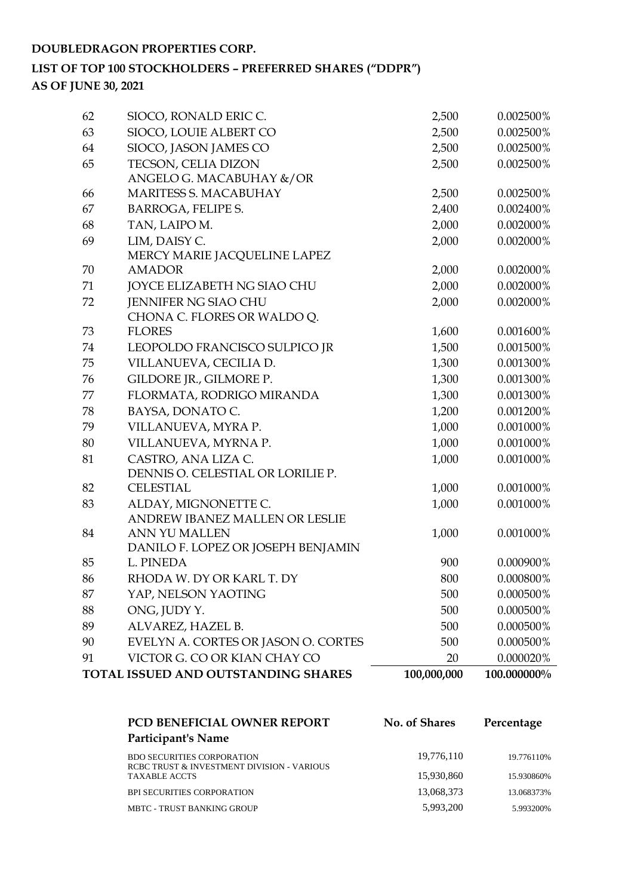**DOUBLEDRAGON PROPERTIES CORP.**

**LIST OF TOP 100 STOCKHOLDERS – PREFERRED SHARES ("DDPR")**

**AS OF JUNE 30, 2021**

| | | | |
|---|---|---|---|
| 62 | SIOCO, RONALD ERIC C. | 2,500 | 0.002500% |
| 63 | SIOCO, LOUIE ALBERT CO | 2,500 | 0.002500% |
| 64 | SIOCO, JASON JAMES CO | 2,500 | 0.002500% |
| 65 | TECSON, CELIA DIZON | 2,500 | 0.002500% |
| 66 | ANGELO G. MACABUHAY &/OR MARITESS S. MACABUHAY | 2,500 | 0.002500% |
| 67 | BARROGA, FELIPE S. | 2,400 | 0.002400% |
| 68 | TAN, LAIPO M. | 2,000 | 0.002000% |
| 69 | LIM, DAISY C. | 2,000 | 0.002000% |
| 70 | MERCY MARIE JACQUELINE LAPEZ AMADOR | 2,000 | 0.002000% |
| 71 | JOYCE ELIZABETH NG SIAO CHU | 2,000 | 0.002000% |
| 72 | JENNIFER NG SIAO CHU | 2,000 | 0.002000% |
| 73 | CHONA C. FLORES OR WALDO Q. FLORES | 1,600 | 0.001600% |
| 74 | LEOPOLDO FRANCISCO SULPICO JR | 1,500 | 0.001500% |
| 75 | VILLANUEVA, CECILIA D. | 1,300 | 0.001300% |
| 76 | GILDORE JR., GILMORE P. | 1,300 | 0.001300% |
| 77 | FLORMATA, RODRIGO MIRANDA | 1,300 | 0.001300% |
| 78 | BAYSA, DONATO C. | 1,200 | 0.001200% |
| 79 | VILLANUEVA, MYRA P. | 1,000 | 0.001000% |
| 80 | VILLANUEVA, MYRNA P. | 1,000 | 0.001000% |
| 81 | CASTRO, ANA LIZA C. | 1,000 | 0.001000% |
| 82 | DENNIS O. CELESTIAL OR LORILIE P. CELESTIAL | 1,000 | 0.001000% |
| 83 | ALDAY, MIGNONETTE C. | 1,000 | 0.001000% |
| 84 | ANDREW IBANEZ MALLEN OR LESLIE ANN YU MALLEN | 1,000 | 0.001000% |
| 85 | DANILO F. LOPEZ OR JOSEPH BENJAMIN L. PINEDA | 900 | 0.000900% |
| 86 | RHODA W. DY OR KARL T. DY | 800 | 0.000800% |
| 87 | YAP, NELSON YAOTING | 500 | 0.000500% |
| 88 | ONG, JUDY Y. | 500 | 0.000500% |
| 89 | ALVAREZ, HAZEL B. | 500 | 0.000500% |
| 90 | EVELYN A. CORTES OR JASON O. CORTES | 500 | 0.000500% |
| 91 | VICTOR G. CO OR KIAN CHAY CO | 20 | 0.000020% |
| **TOTAL ISSUED AND OUTSTANDING SHARES** | | **100,000,000** | **100.000000%** |

| **PCD BENEFICIAL OWNER REPORT** **Participant's Name** | **No. of Shares** | **Percentage** |
|---|---|---|
| BDO SECURITIES CORPORATION | 19,776,110 | 19.776110% |
| RCBC TRUST & INVESTMENT DIVISION - VARIOUS TAXABLE ACCTS | 15,930,860 | 15.930860% |
| BPI SECURITIES CORPORATION | 13,068,373 | 13.068373% |
| MBTC - TRUST BANKING GROUP | 5,993,200 | 5.993200% |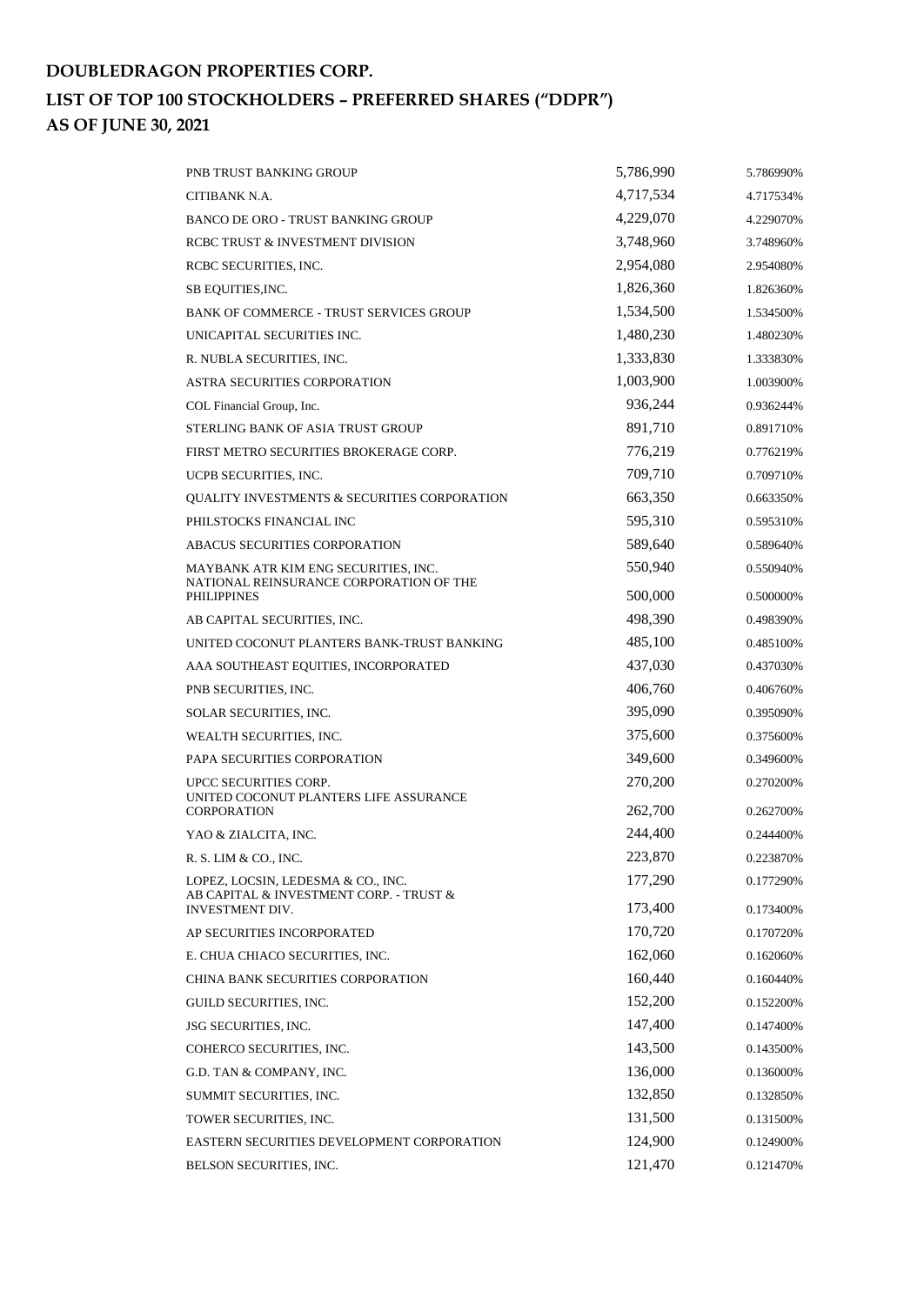**DOUBLEDRAGON PROPERTIES CORP.**

**LIST OF TOP 100 STOCKHOLDERS – PREFERRED SHARES (“DDPR”)**

**AS OF JUNE 30, 2021**

| | | |
|---|---|---|
| PNB TRUST BANKING GROUP | 5,786,990 | 5.786990% |
| CITIBANK N.A. | 4,717,534 | 4.717534% |
| BANCO DE ORO - TRUST BANKING GROUP | 4,229,070 | 4.229070% |
| RCBC TRUST & INVESTMENT DIVISION | 3,748,960 | 3.748960% |
| RCBC SECURITIES, INC. | 2,954,080 | 2.954080% |
| SB EQUITIES,INC. | 1,826,360 | 1.826360% |
| BANK OF COMMERCE - TRUST SERVICES GROUP | 1,534,500 | 1.534500% |
| UNICAPITAL SECURITIES INC. | 1,480,230 | 1.480230% |
| R. NUBLA SECURITIES, INC. | 1,333,830 | 1.333830% |
| ASTRA SECURITIES CORPORATION | 1,003,900 | 1.003900% |
| COL Financial Group, Inc. | 936,244 | 0.936244% |
| STERLING BANK OF ASIA TRUST GROUP | 891,710 | 0.891710% |
| FIRST METRO SECURITIES BROKERAGE CORP. | 776,219 | 0.776219% |
| UCPB SECURITIES, INC. | 709,710 | 0.709710% |
| QUALITY INVESTMENTS & SECURITIES CORPORATION | 663,350 | 0.663350% |
| PHILSTOCKS FINANCIAL INC | 595,310 | 0.595310% |
| ABACUS SECURITIES CORPORATION | 589,640 | 0.589640% |
| MAYBANK ATR KIM ENG SECURITIES, INC. | 550,940 | 0.550940% |
| NATIONAL REINSURANCE CORPORATION OF THE PHILIPPINES | 500,000 | 0.500000% |
| AB CAPITAL SECURITIES, INC. | 498,390 | 0.498390% |
| UNITED COCONUT PLANTERS BANK-TRUST BANKING | 485,100 | 0.485100% |
| AAA SOUTHEAST EQUITIES, INCORPORATED | 437,030 | 0.437030% |
| PNB SECURITIES, INC. | 406,760 | 0.406760% |
| SOLAR SECURITIES, INC. | 395,090 | 0.395090% |
| WEALTH SECURITIES, INC. | 375,600 | 0.375600% |
| PAPA SECURITIES CORPORATION | 349,600 | 0.349600% |
| UPCC SECURITIES CORP. | 270,200 | 0.270200% |
| UNITED COCONUT PLANTERS LIFE ASSURANCE CORPORATION | 262,700 | 0.262700% |
| YAO & ZIALCITA, INC. | 244,400 | 0.244400% |
| R. S. LIM & CO., INC. | 223,870 | 0.223870% |
| LOPEZ, LOCSIN, LEDESMA & CO., INC. | 177,290 | 0.177290% |
| AB CAPITAL & INVESTMENT CORP. - TRUST & INVESTMENT DIV. | 173,400 | 0.173400% |
| AP SECURITIES INCORPORATED | 170,720 | 0.170720% |
| E. CHUA CHIACO SECURITIES, INC. | 162,060 | 0.162060% |
| CHINA BANK SECURITIES CORPORATION | 160,440 | 0.160440% |
| GUILD SECURITIES, INC. | 152,200 | 0.152200% |
| JSG SECURITIES, INC. | 147,400 | 0.147400% |
| COHERCO SECURITIES, INC. | 143,500 | 0.143500% |
| G.D. TAN & COMPANY, INC. | 136,000 | 0.136000% |
| SUMMIT SECURITIES, INC. | 132,850 | 0.132850% |
| TOWER SECURITIES, INC. | 131,500 | 0.131500% |
| EASTERN SECURITIES DEVELOPMENT CORPORATION | 124,900 | 0.124900% |
| BELSON SECURITIES, INC. | 121,470 | 0.121470% |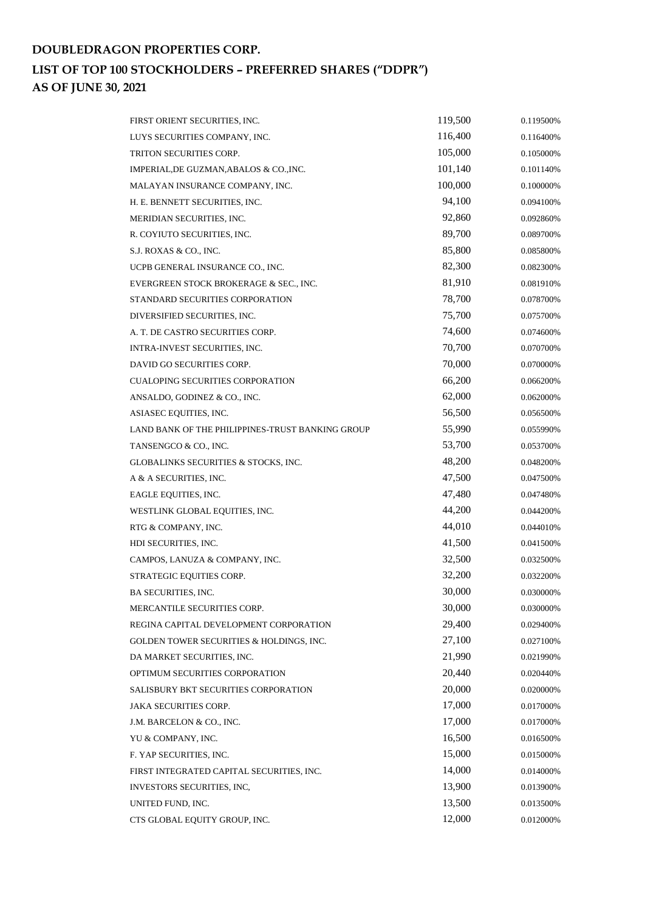**DOUBLEDRAGON PROPERTIES CORP.**

**LIST OF TOP 100 STOCKHOLDERS – PREFERRED SHARES ("DDPR")**

**AS OF JUNE 30, 2021**

| | | |
|---|---|---|
| FIRST ORIENT SECURITIES, INC. | 119,500 | 0.119500% |
| LUYS SECURITIES COMPANY, INC. | 116,400 | 0.116400% |
| TRITON SECURITIES CORP. | 105,000 | 0.105000% |
| IMPERIAL,DE GUZMAN,ABALOS & CO.,INC. | 101,140 | 0.101140% |
| MALAYAN INSURANCE COMPANY, INC. | 100,000 | 0.100000% |
| H. E. BENNETT SECURITIES, INC. | 94,100 | 0.094100% |
| MERIDIAN SECURITIES, INC. | 92,860 | 0.092860% |
| R. COYIUTO SECURITIES, INC. | 89,700 | 0.089700% |
| S.J. ROXAS & CO., INC. | 85,800 | 0.085800% |
| UCPB GENERAL INSURANCE CO., INC. | 82,300 | 0.082300% |
| EVERGREEN STOCK BROKERAGE & SEC., INC. | 81,910 | 0.081910% |
| STANDARD SECURITIES CORPORATION | 78,700 | 0.078700% |
| DIVERSIFIED SECURITIES, INC. | 75,700 | 0.075700% |
| A. T. DE CASTRO SECURITIES CORP. | 74,600 | 0.074600% |
| INTRA-INVEST SECURITIES, INC. | 70,700 | 0.070700% |
| DAVID GO SECURITIES CORP. | 70,000 | 0.070000% |
| CUALOPING SECURITIES CORPORATION | 66,200 | 0.066200% |
| ANSALDO, GODINEZ & CO., INC. | 62,000 | 0.062000% |
| ASIASEC EQUITIES, INC. | 56,500 | 0.056500% |
| LAND BANK OF THE PHILIPPINES-TRUST BANKING GROUP | 55,990 | 0.055990% |
| TANSENGCO & CO., INC. | 53,700 | 0.053700% |
| GLOBALINKS SECURITIES & STOCKS, INC. | 48,200 | 0.048200% |
| A & A SECURITIES, INC. | 47,500 | 0.047500% |
| EAGLE EQUITIES, INC. | 47,480 | 0.047480% |
| WESTLINK GLOBAL EQUITIES, INC. | 44,200 | 0.044200% |
| RTG & COMPANY, INC. | 44,010 | 0.044010% |
| HDI SECURITIES, INC. | 41,500 | 0.041500% |
| CAMPOS, LANUZA & COMPANY, INC. | 32,500 | 0.032500% |
| STRATEGIC EQUITIES CORP. | 32,200 | 0.032200% |
| BA SECURITIES, INC. | 30,000 | 0.030000% |
| MERCANTILE SECURITIES CORP. | 30,000 | 0.030000% |
| REGINA CAPITAL DEVELOPMENT CORPORATION | 29,400 | 0.029400% |
| GOLDEN TOWER SECURITIES & HOLDINGS, INC. | 27,100 | 0.027100% |
| DA MARKET SECURITIES, INC. | 21,990 | 0.021990% |
| OPTIMUM SECURITIES CORPORATION | 20,440 | 0.020440% |
| SALISBURY BKT SECURITIES CORPORATION | 20,000 | 0.020000% |
| JAKA SECURITIES CORP. | 17,000 | 0.017000% |
| J.M. BARCELON & CO., INC. | 17,000 | 0.017000% |
| YU & COMPANY, INC. | 16,500 | 0.016500% |
| F. YAP SECURITIES, INC. | 15,000 | 0.015000% |
| FIRST INTEGRATED CAPITAL SECURITIES, INC. | 14,000 | 0.014000% |
| INVESTORS SECURITIES, INC, | 13,900 | 0.013900% |
| UNITED FUND, INC. | 13,500 | 0.013500% |
| CTS GLOBAL EQUITY GROUP, INC. | 12,000 | 0.012000% |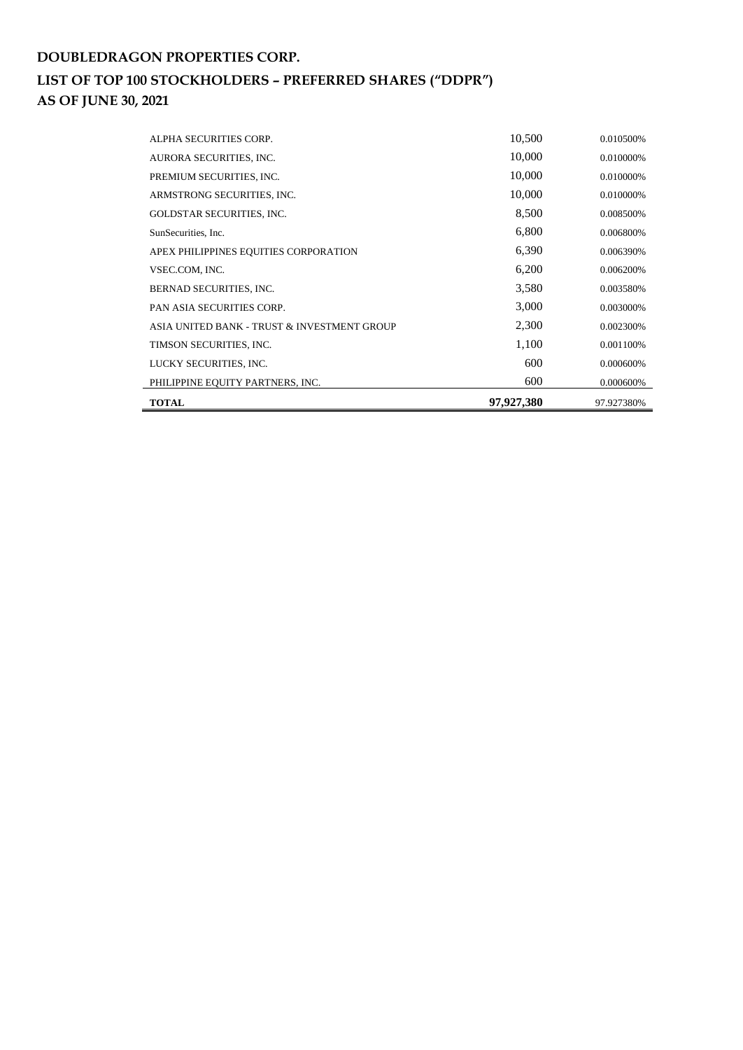**DOUBLEDRAGON PROPERTIES CORP.**

**LIST OF TOP 100 STOCKHOLDERS – PREFERRED SHARES ("DDPR")**

**AS OF JUNE 30, 2021**

| | | |
|---|---|---|
| ALPHA SECURITIES CORP. | 10,500 | 0.010500% |
| AURORA SECURITIES, INC. | 10,000 | 0.010000% |
| PREMIUM SECURITIES, INC. | 10,000 | 0.010000% |
| ARMSTRONG SECURITIES, INC. | 10,000 | 0.010000% |
| GOLDSTAR SECURITIES, INC. | 8,500 | 0.008500% |
| SunSecurities, Inc. | 6,800 | 0.006800% |
| APEX PHILIPPINES EQUITIES CORPORATION | 6,390 | 0.006390% |
| VSEC.COM, INC. | 6,200 | 0.006200% |
| BERNAD SECURITIES, INC. | 3,580 | 0.003580% |
| PAN ASIA SECURITIES CORP. | 3,000 | 0.003000% |
| ASIA UNITED BANK - TRUST & INVESTMENT GROUP | 2,300 | 0.002300% |
| TIMSON SECURITIES, INC. | 1,100 | 0.001100% |
| LUCKY SECURITIES, INC. | 600 | 0.000600% |
| PHILIPPINE EQUITY PARTNERS, INC. | 600 | 0.000600% |
| **TOTAL** | **97,927,380** | 97.927380% |